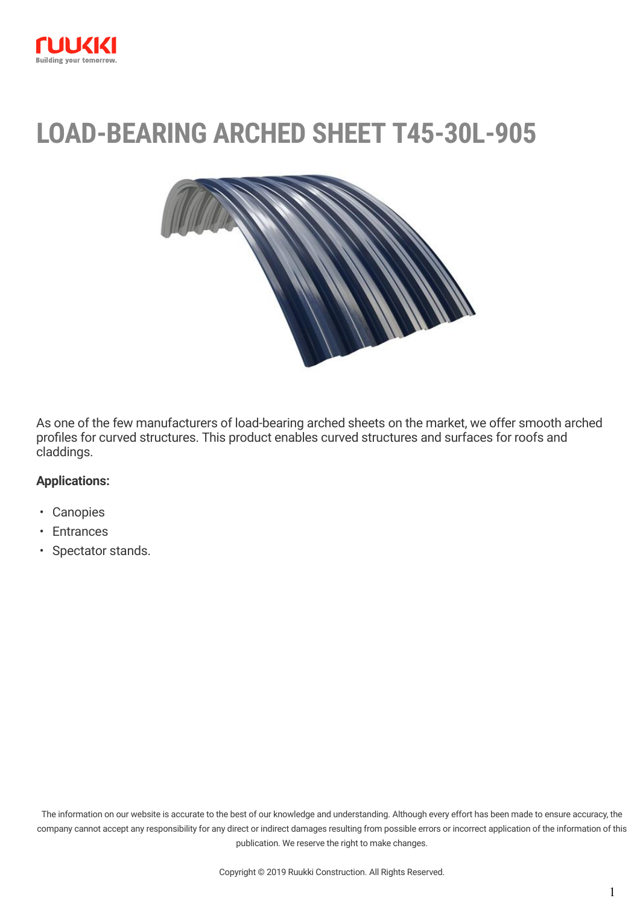# LOAD-BEARING ARCHED SHEET T45-30L-905

As one of the few manufacturers of load-bearing arched sheets on the market, we offer smooth arched profiles for curved structures. This product enables curved structures and surfaces for roofs and claddings.

**Applications:**

- Canopies
- Entrances
- Spectator stands.

The information on our website is accurate to the best of our knowledge and understanding. Although every effort has been made to ensure accuracy, the company cannot accept any responsibility for any direct or indirect damages resulting from possible errors or incorrect application of the information of this publication. We reserve the right to make changes.

Copyright © 2019 Ruukki Construction. All Rights Reserved.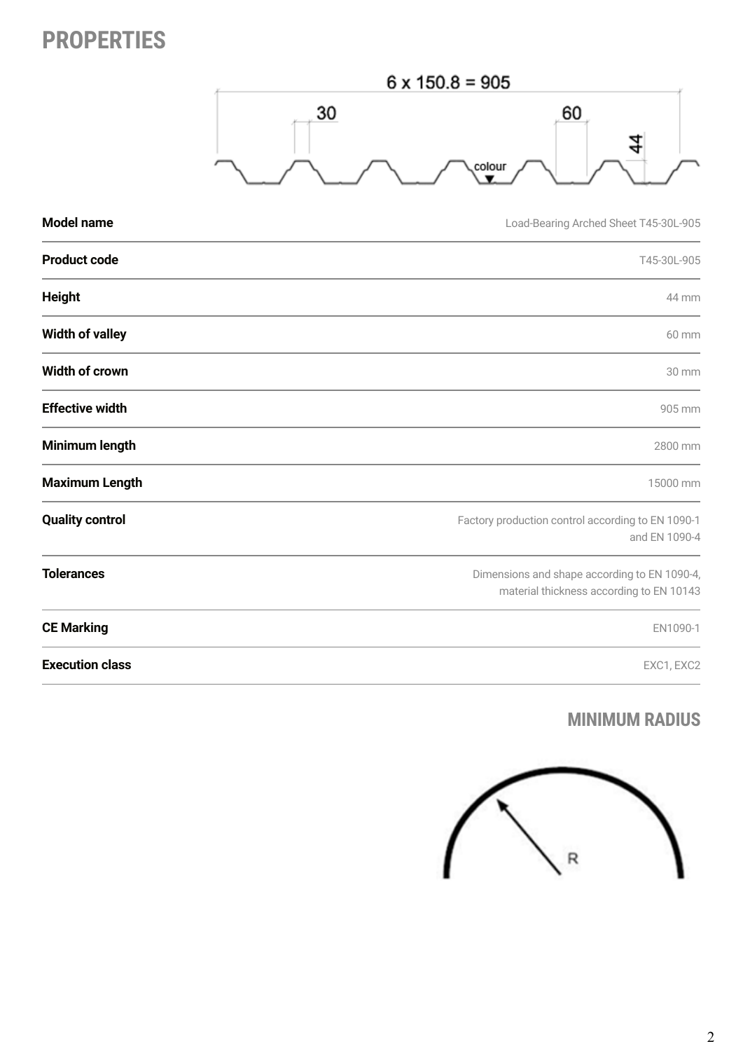# PROPERTIES

| | |
|---|---|
| **Model name** | Load-Bearing Arched Sheet T45-30L-905 |
| **Product code** | T45-30L-905 |
| **Height** | 44 mm |
| **Width of valley** | 60 mm |
| **Width of crown** | 30 mm |
| **Effective width** | 905 mm |
| **Minimum length** | 2800 mm |
| **Maximum Length** | 15000 mm |
| **Quality control** | Factory production control according to EN 1090-1 and EN 1090-4 |
| **Tolerances** | Dimensions and shape according to EN 1090-4, material thickness according to EN 10143 |
| **CE Marking** | EN1090-1 |
| **Execution class** | EXC1, EXC2 |

## MINIMUM RADIUS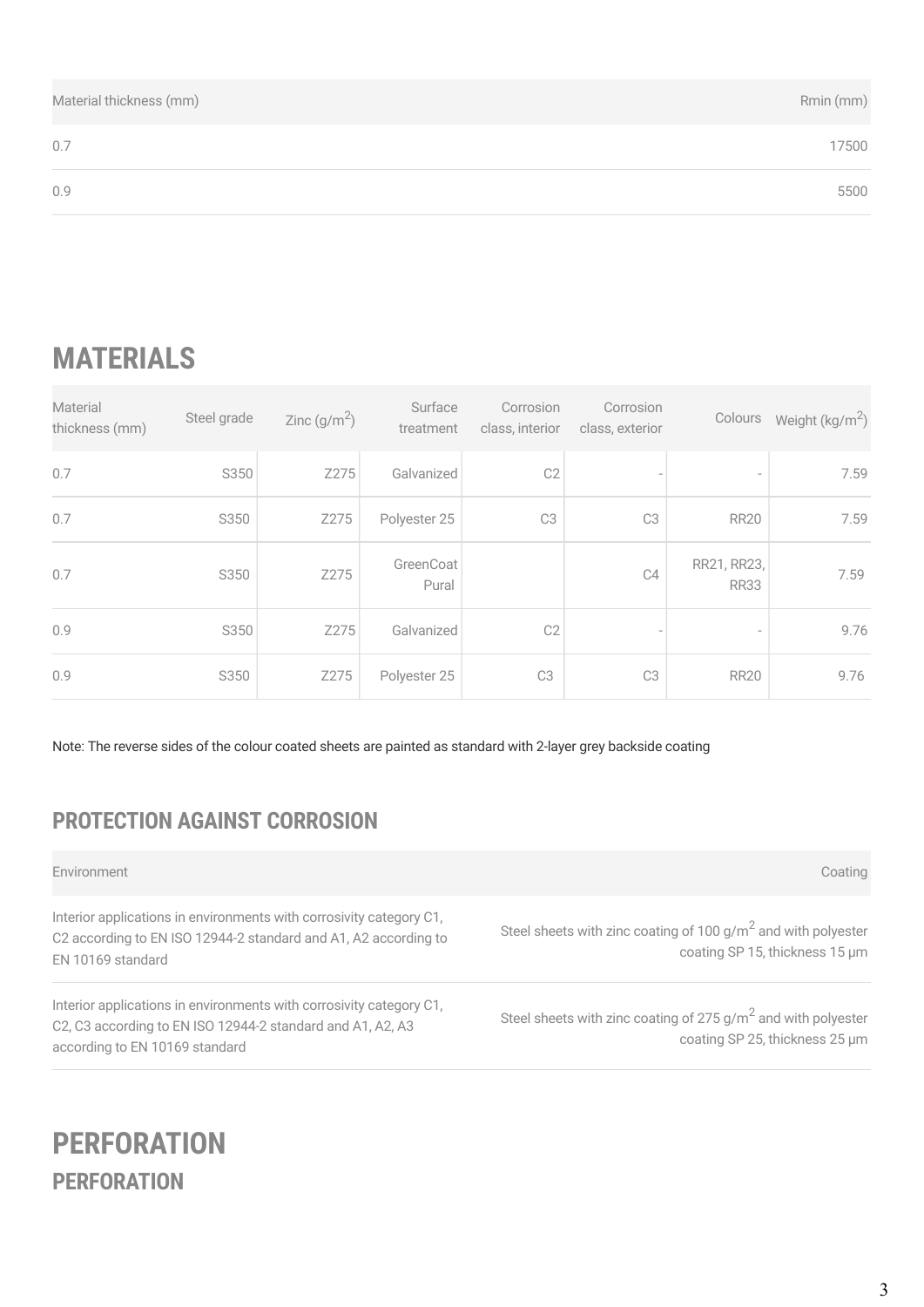| Material thickness (mm) | Rmin (mm) |
|---|---|
| 0.7 | 17500 |
| 0.9 | 5500 |

# MATERIALS

| Material thickness (mm) | Steel grade | Zinc (g/m$^2$) | Surface treatment | Corrosion class, interior | Corrosion class, exterior | Colours | Weight (kg/m$^2$) |
|---|---|---|---|---|---|---|---|
| 0.7 | S350 | Z275 | Galvanized | C2 | - | - | 7.59 |
| 0.7 | S350 | Z275 | Polyester 25 | C3 | C3 | RR20 | 7.59 |
| 0.7 | S350 | Z275 | GreenCoat Pural | | C4 | RR21, RR23, RR33 | 7.59 |
| 0.9 | S350 | Z275 | Galvanized | C2 | - | - | 9.76 |
| 0.9 | S350 | Z275 | Polyester 25 | C3 | C3 | RR20 | 9.76 |

Note: The reverse sides of the colour coated sheets are painted as standard with 2-layer grey backside coating

## PROTECTION AGAINST CORROSION

| Environment | Coating |
|---|---|
| Interior applications in environments with corrosivity category C1, C2 according to EN ISO 12944-2 standard and A1, A2 according to EN 10169 standard | Steel sheets with zinc coating of 100 g/m$^2$ and with polyester coating SP 15, thickness 15 µm |
| Interior applications in environments with corrosivity category C1, C2, C3 according to EN ISO 12944-2 standard and A1, A2, A3 according to EN 10169 standard | Steel sheets with zinc coating of 275 g/m$^2$ and with polyester coating SP 25, thickness 25 µm |

# PERFORATION

## PERFORATION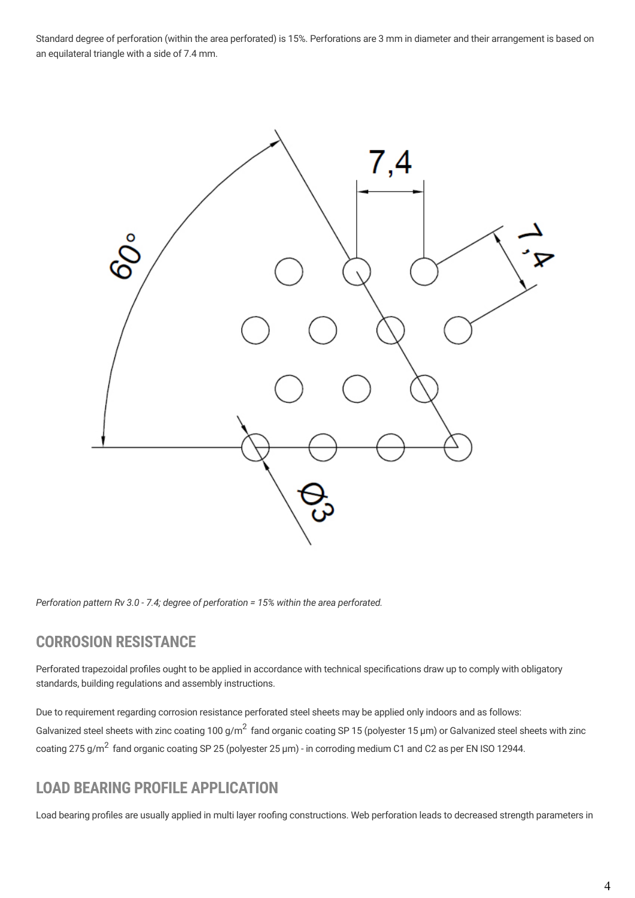Standard degree of perforation (within the area perforated) is 15%. Perforations are 3 mm in diameter and their arrangement is based on an equilateral triangle with a side of 7.4 mm.

*Perforation pattern Rv 3.0 - 7.4; degree of perforation = 15% within the area perforated.*

## CORROSION RESISTANCE

Perforated trapezoidal profiles ought to be applied in accordance with technical specifications draw up to comply with obligatory standards, building regulations and assembly instructions.

Due to requirement regarding corrosion resistance perforated steel sheets may be applied only indoors and as follows:
Galvanized steel sheets with zinc coating 100 g/m$^2$ fand organic coating SP 15 (polyester 15 µm) or Galvanized steel sheets with zinc coating 275 g/m$^2$ fand organic coating SP 25 (polyester 25 µm) - in corroding medium C1 and C2 as per EN ISO 12944.

## LOAD BEARING PROFILE APPLICATION

Load bearing profiles are usually applied in multi layer roofing constructions. Web perforation leads to decreased strength parameters in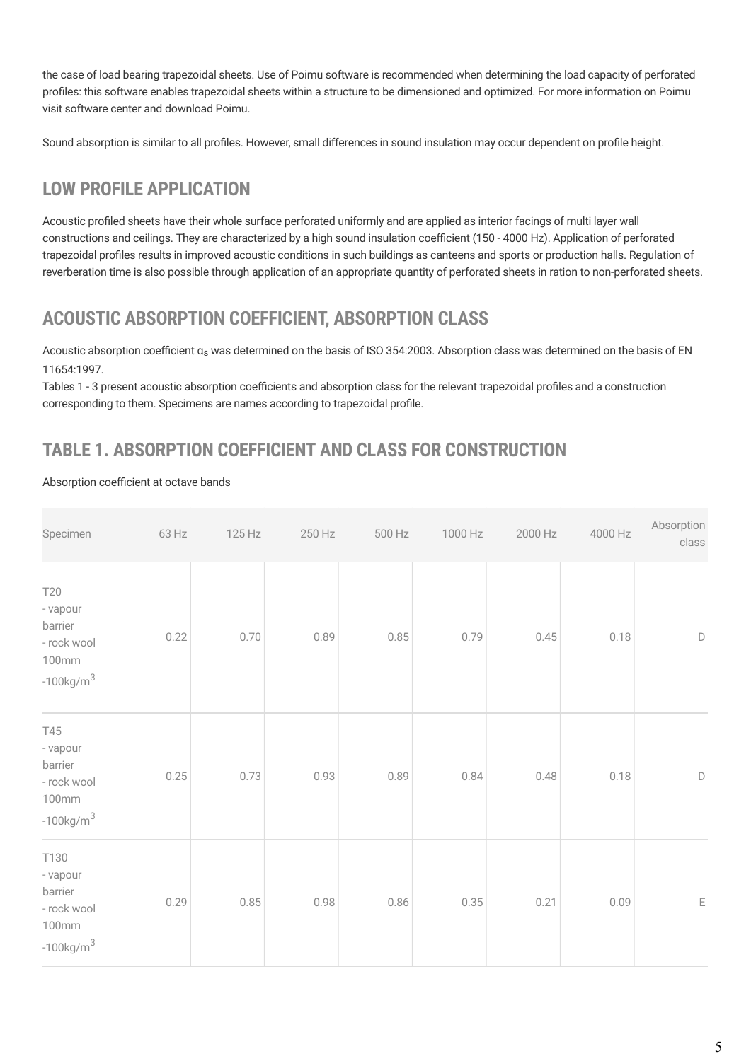the case of load bearing trapezoidal sheets. Use of Poimu software is recommended when determining the load capacity of perforated profiles: this software enables trapezoidal sheets within a structure to be dimensioned and optimized. For more information on Poimu visit software center and download Poimu.

Sound absorption is similar to all profiles. However, small differences in sound insulation may occur dependent on profile height.

## LOW PROFILE APPLICATION

Acoustic profiled sheets have their whole surface perforated uniformly and are applied as interior facings of multi layer wall constructions and ceilings. They are characterized by a high sound insulation coefficient (150 - 4000 Hz). Application of perforated trapezoidal profiles results in improved acoustic conditions in such buildings as canteens and sports or production halls. Regulation of reverberation time is also possible through application of an appropriate quantity of perforated sheets in ration to non-perforated sheets.

## ACOUSTIC ABSORPTION COEFFICIENT, ABSORPTION CLASS

Acoustic absorption coefficient $\alpha_s$ was determined on the basis of ISO 354:2003. Absorption class was determined on the basis of EN 11654:1997.

Tables 1 - 3 present acoustic absorption coefficients and absorption class for the relevant trapezoidal profiles and a construction corresponding to them. Specimens are names according to trapezoidal profile.

## TABLE 1. ABSORPTION COEFFICIENT AND CLASS FOR CONSTRUCTION

Absorption coefficient at octave bands

| Specimen | 63 Hz | 125 Hz | 250 Hz | 500 Hz | 1000 Hz | 2000 Hz | 4000 Hz | Absorption class |
|---|---|---|---|---|---|---|---|---|
| T20 - vapour barrier - rock wool 100mm -100kg/m$^3$ | 0.22 | 0.70 | 0.89 | 0.85 | 0.79 | 0.45 | 0.18 | D |
| T45 - vapour barrier - rock wool 100mm -100kg/m$^3$ | 0.25 | 0.73 | 0.93 | 0.89 | 0.84 | 0.48 | 0.18 | D |
| T130 - vapour barrier - rock wool 100mm -100kg/m$^3$ | 0.29 | 0.85 | 0.98 | 0.86 | 0.35 | 0.21 | 0.09 | E |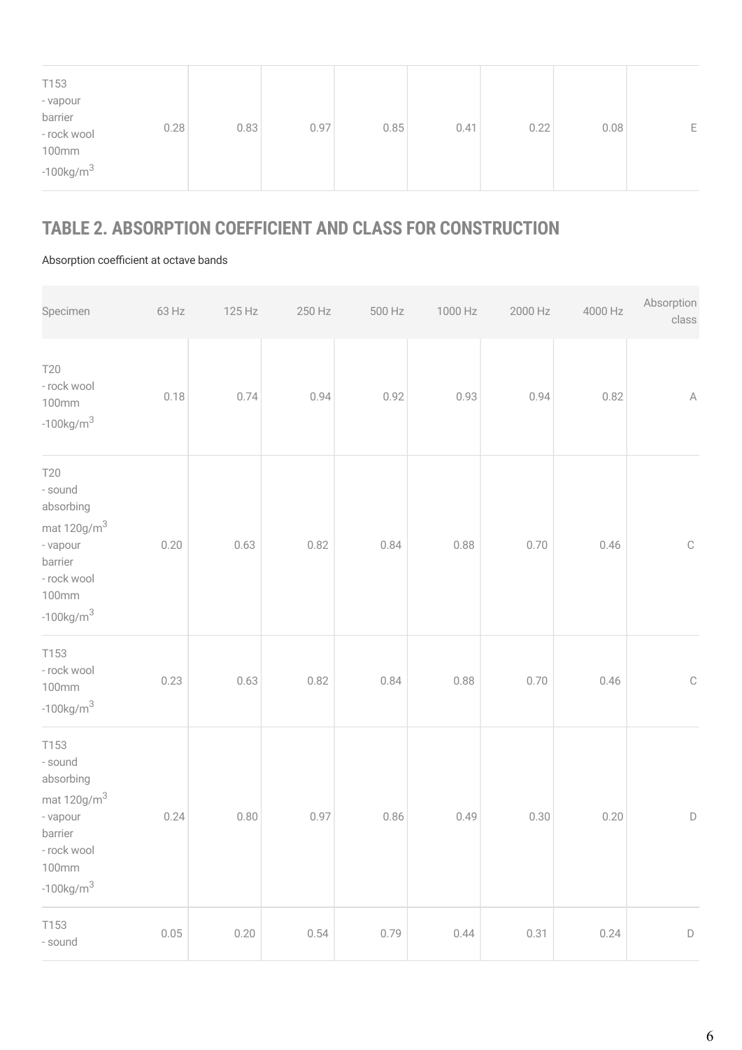| T153 - vapour barrier - rock wool 100mm -100kg/$m^3$ | 0.28 | 0.83 | 0.97 | 0.85 | 0.41 | 0.22 | 0.08 | E |
|---|---|---|---|---|---|---|---|---|

## TABLE 2. ABSORPTION COEFFICIENT AND CLASS FOR CONSTRUCTION

Absorption coefficient at octave bands

| Specimen | 63 Hz | 125 Hz | 250 Hz | 500 Hz | 1000 Hz | 2000 Hz | 4000 Hz | Absorption class |
|---|---|---|---|---|---|---|---|---|
| T20 - rock wool 100mm -100kg/$m^3$ | 0.18 | 0.74 | 0.94 | 0.92 | 0.93 | 0.94 | 0.82 | A |
| T20 - sound absorbing mat 120g/$m^3$ - vapour barrier - rock wool 100mm -100kg/$m^3$ | 0.20 | 0.63 | 0.82 | 0.84 | 0.88 | 0.70 | 0.46 | C |
| T153 - rock wool 100mm -100kg/$m^3$ | 0.23 | 0.63 | 0.82 | 0.84 | 0.88 | 0.70 | 0.46 | C |
| T153 - sound absorbing mat 120g/$m^3$ - vapour barrier - rock wool 100mm -100kg/$m^3$ | 0.24 | 0.80 | 0.97 | 0.86 | 0.49 | 0.30 | 0.20 | D |
| T153 - sound | 0.05 | 0.20 | 0.54 | 0.79 | 0.44 | 0.31 | 0.24 | D |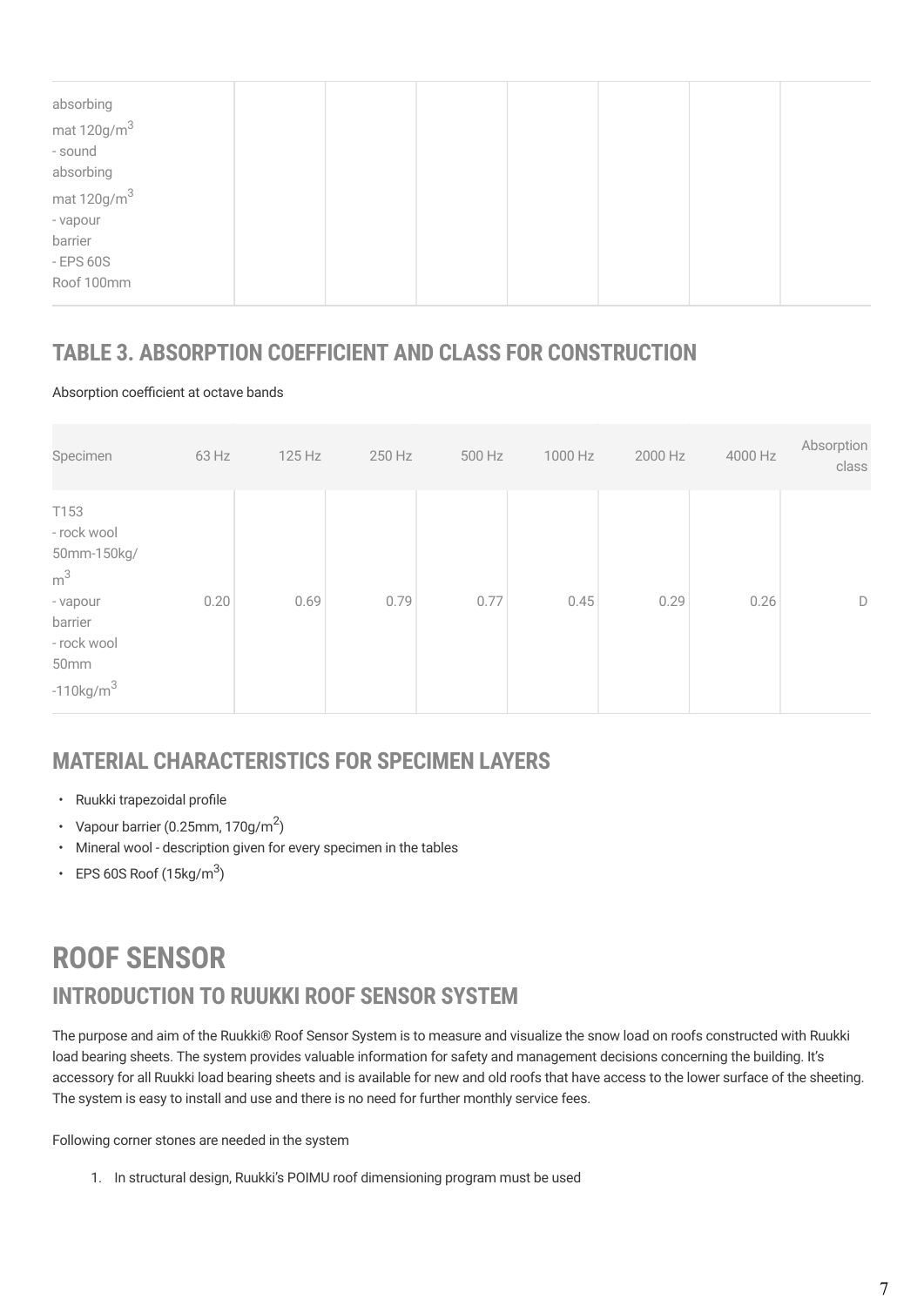| | | | | | | | |
|---|---|---|---|---|---|---|---|
| absorbing mat 120g/$m^3$ - sound absorbing mat 120g/$m^3$ - vapour barrier - EPS 60S Roof 100mm | | | | | | | |

## TABLE 3. ABSORPTION COEFFICIENT AND CLASS FOR CONSTRUCTION

Absorption coefficient at octave bands

| Specimen | 63 Hz | 125 Hz | 250 Hz | 500 Hz | 1000 Hz | 2000 Hz | 4000 Hz | Absorption class |
|---|---|---|---|---|---|---|---|---|
| T153 - rock wool 50mm-150kg/$m^3$ - vapour barrier - rock wool 50mm -110kg/$m^3$ | 0.20 | 0.69 | 0.79 | 0.77 | 0.45 | 0.29 | 0.26 | D |

## MATERIAL CHARACTERISTICS FOR SPECIMEN LAYERS

- Ruukki trapezoidal profile
- Vapour barrier (0.25mm, 170g/$m^2$)
- Mineral wool - description given for every specimen in the tables
- EPS 60S Roof (15kg/$m^3$)

# ROOF SENSOR

## INTRODUCTION TO RUUKKI ROOF SENSOR SYSTEM

The purpose and aim of the Ruukki® Roof Sensor System is to measure and visualize the snow load on roofs constructed with Ruukki load bearing sheets. The system provides valuable information for safety and management decisions concerning the building. It's accessory for all Ruukki load bearing sheets and is available for new and old roofs that have access to the lower surface of the sheeting. The system is easy to install and use and there is no need for further monthly service fees.

Following corner stones are needed in the system

1. In structural design, Ruukki's POIMU roof dimensioning program must be used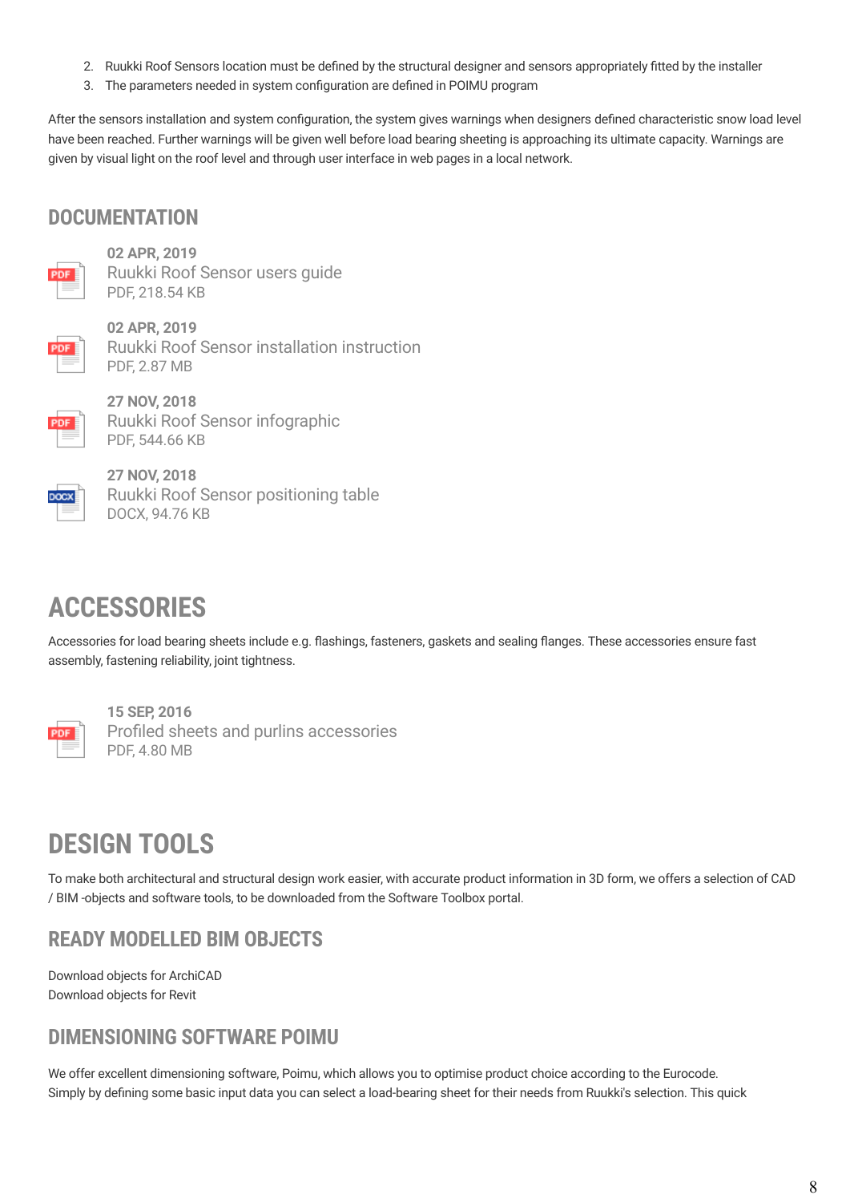2. Ruukki Roof Sensors location must be defined by the structural designer and sensors appropriately fitted by the installer
3. The parameters needed in system configuration are defined in POIMU program

After the sensors installation and system configuration, the system gives warnings when designers defined characteristic snow load level have been reached. Further warnings will be given well before load bearing sheeting is approaching its ultimate capacity. Warnings are given by visual light on the roof level and through user interface in web pages in a local network.

## DOCUMENTATION

PDF

**02 APR, 2019**
Ruukki Roof Sensor users guide
PDF, 218.54 KB

PDF

**02 APR, 2019**
Ruukki Roof Sensor installation instruction
PDF, 2.87 MB

PDF

**27 NOV, 2018**
Ruukki Roof Sensor infographic
PDF, 544.66 KB

DOCX

**27 NOV, 2018**
Ruukki Roof Sensor positioning table
DOCX, 94.76 KB

# ACCESSORIES

Accessories for load bearing sheets include e.g. flashings, fasteners, gaskets and sealing flanges. These accessories ensure fast assembly, fastening reliability, joint tightness.

PDF

**15 SEP, 2016**
Profiled sheets and purlins accessories
PDF, 4.80 MB

# DESIGN TOOLS

To make both architectural and structural design work easier, with accurate product information in 3D form, we offers a selection of CAD / BIM -objects and software tools, to be downloaded from the Software Toolbox portal.

## READY MODELLED BIM OBJECTS

Download objects for ArchiCAD
Download objects for Revit

## DIMENSIONING SOFTWARE POIMU

We offer excellent dimensioning software, Poimu, which allows you to optimise product choice according to the Eurocode. Simply by defining some basic input data you can select a load-bearing sheet for their needs from Ruukki's selection. This quick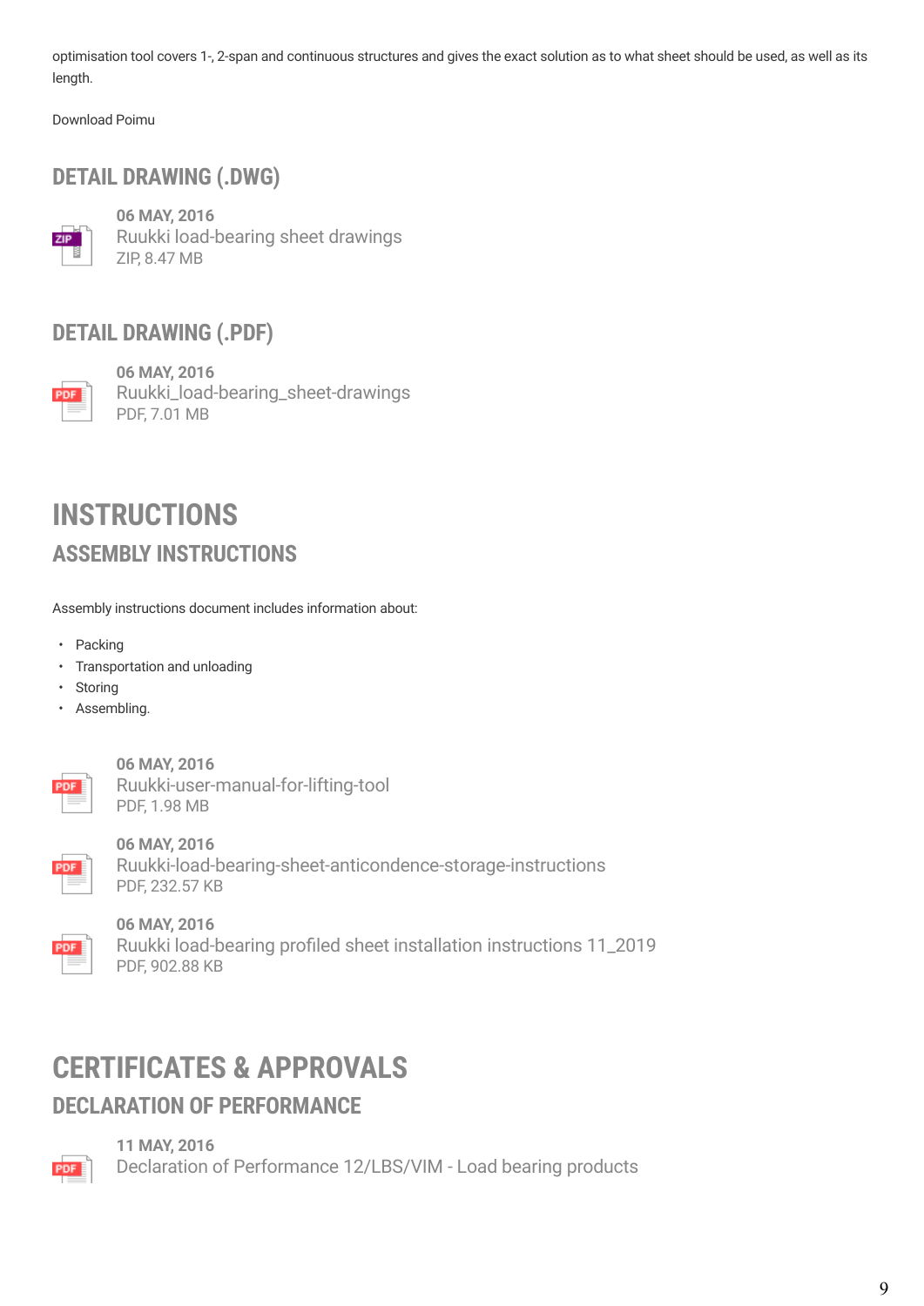optimisation tool covers 1-, 2-span and continuous structures and gives the exact solution as to what sheet should be used, as well as its length.

Download Poimu

### DETAIL DRAWING (.DWG)

**06 MAY, 2016**
Ruukki load-bearing sheet drawings
ZIP, 8.47 MB

### DETAIL DRAWING (.PDF)

**06 MAY, 2016**
Ruukki_load-bearing_sheet-drawings
PDF, 7.01 MB

## INSTRUCTIONS

### ASSEMBLY INSTRUCTIONS

Assembly instructions document includes information about:

- Packing
- Transportation and unloading
- Storing
- Assembling.

**06 MAY, 2016**
Ruukki-user-manual-for-lifting-tool
PDF, 1.98 MB

**06 MAY, 2016**
Ruukki-load-bearing-sheet-anticondence-storage-instructions
PDF, 232.57 KB

**06 MAY, 2016**
Ruukki load-bearing profiled sheet installation instructions 11_2019
PDF, 902.88 KB

## CERTIFICATES & APPROVALS

### DECLARATION OF PERFORMANCE

**11 MAY, 2016**
Declaration of Performance 12/LBS/VIM - Load bearing products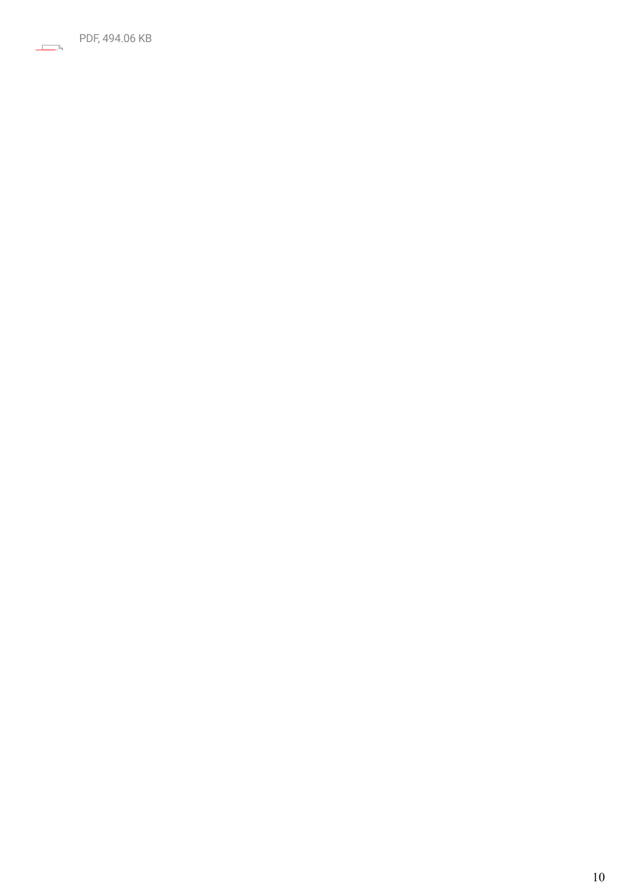PDF, 494.06 KB